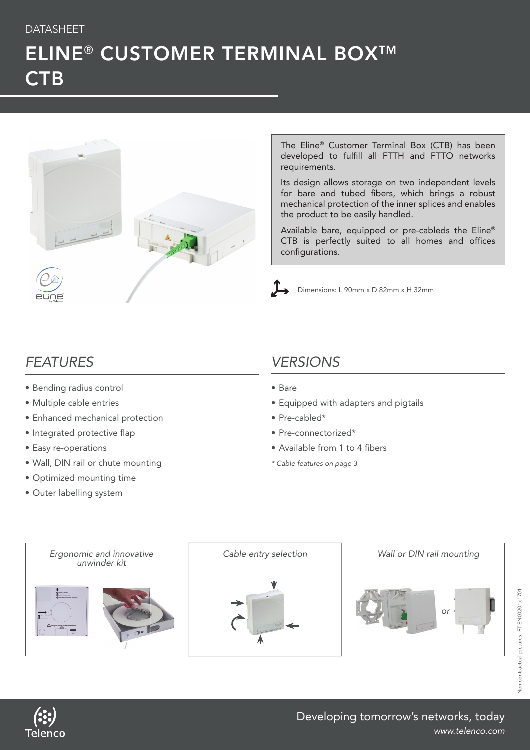DATASHEET

# ELINE® CUSTOMER TERMINAL BOX™ CTB

The Eline® Customer Terminal Box (CTB) has been developed to fulfill all FTTH and FTTO networks requirements.

Its design allows storage on two independent levels for bare and tubed fibers, which brings a robust mechanical protection of the inner splices and enables the product to be easily handled.

Available bare, equipped or pre-cableds the Eline® CTB is perfectly suited to all homes and offices configurations.

Dimensions: L 90mm x D 82mm x H 32mm

## FEATURES

- Bending radius control
- Multiple cable entries
- Enhanced mechanical protection
- Integrated protective flap
- Easy re-operations
- Wall, DIN rail or chute mounting
- Optimized mounting time
- Outer labelling system

## VERSIONS

- Bare
- Equipped with adapters and pigtails
- Pre-cabled*
- Pre-connectorized*
- Available from 1 to 4 fibers

*\* Cable features on page 3*

*Ergonomic and innovative unwinder kit*

*Cable entry selection*

*Wall or DIN rail mounting*

Non contractual pictures, FT-EN00201x1701

Developing tomorrow's networks, today

*www.telenco.com*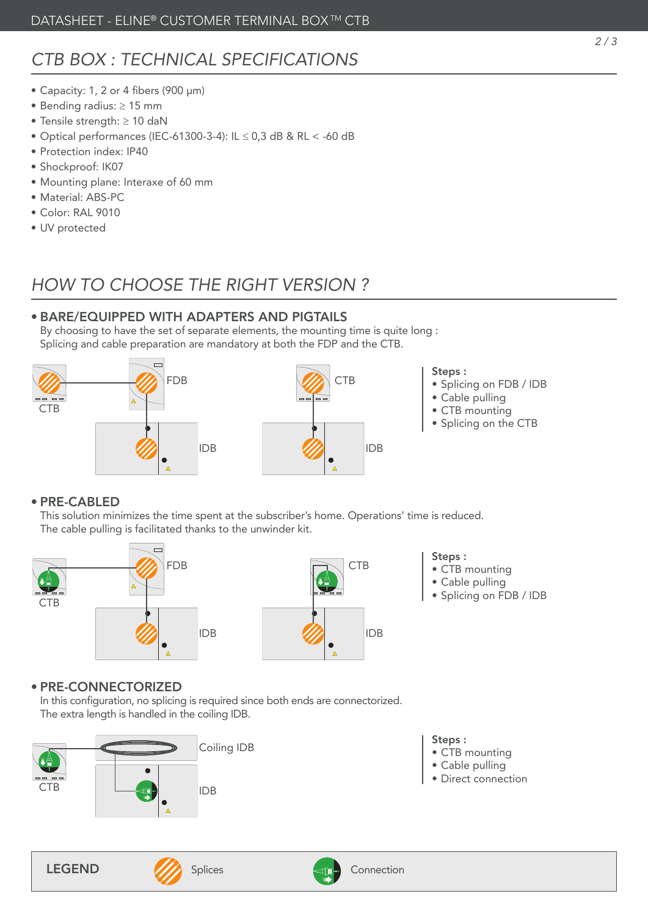## CTB BOX : TECHNICAL SPECIFICATIONS

- Capacity: 1, 2 or 4 fibers (900 µm)
- Bending radius: ≥ 15 mm
- Tensile strength: ≥ 10 daN
- Optical performances (IEC-61300-3-4): IL ≤ 0,3 dB & RL < -60 dB
- Protection index: IP40
- Shockproof: IK07
- Mounting plane: Interaxe of 60 mm
- Material: ABS-PC
- Color: RAL 9010
- UV protected

## HOW TO CHOOSE THE RIGHT VERSION ?

### • BARE/EQUIPPED WITH ADAPTERS AND PIGTAILS

By choosing to have the set of separate elements, the mounting time is quite long :
Splicing and cable preparation are mandatory at both the FDP and the CTB.

CTB FDB IDB CTB IDB

**Steps :**

- Splicing on FDB / IDB
- Cable pulling
- CTB mounting
- Splicing on the CTB

### • PRE-CABLED

This solution minimizes the time spent at the subscriber's home. Operations' time is reduced.
The cable pulling is facilitated thanks to the unwinder kit.

CTB FDB IDB CTB IDB

**Steps :**

- CTB mounting
- Cable pulling
- Splicing on FDB / IDB

### • PRE-CONNECTORIZED

In this configuration, no splicing is required since both ends are connectorized.
The extra length is handled in the coiling IDB.

CTB Coiling IDB IDB

**Steps :**

- CTB mounting
- Cable pulling
- Direct connection

**LEGEND** Splices Connection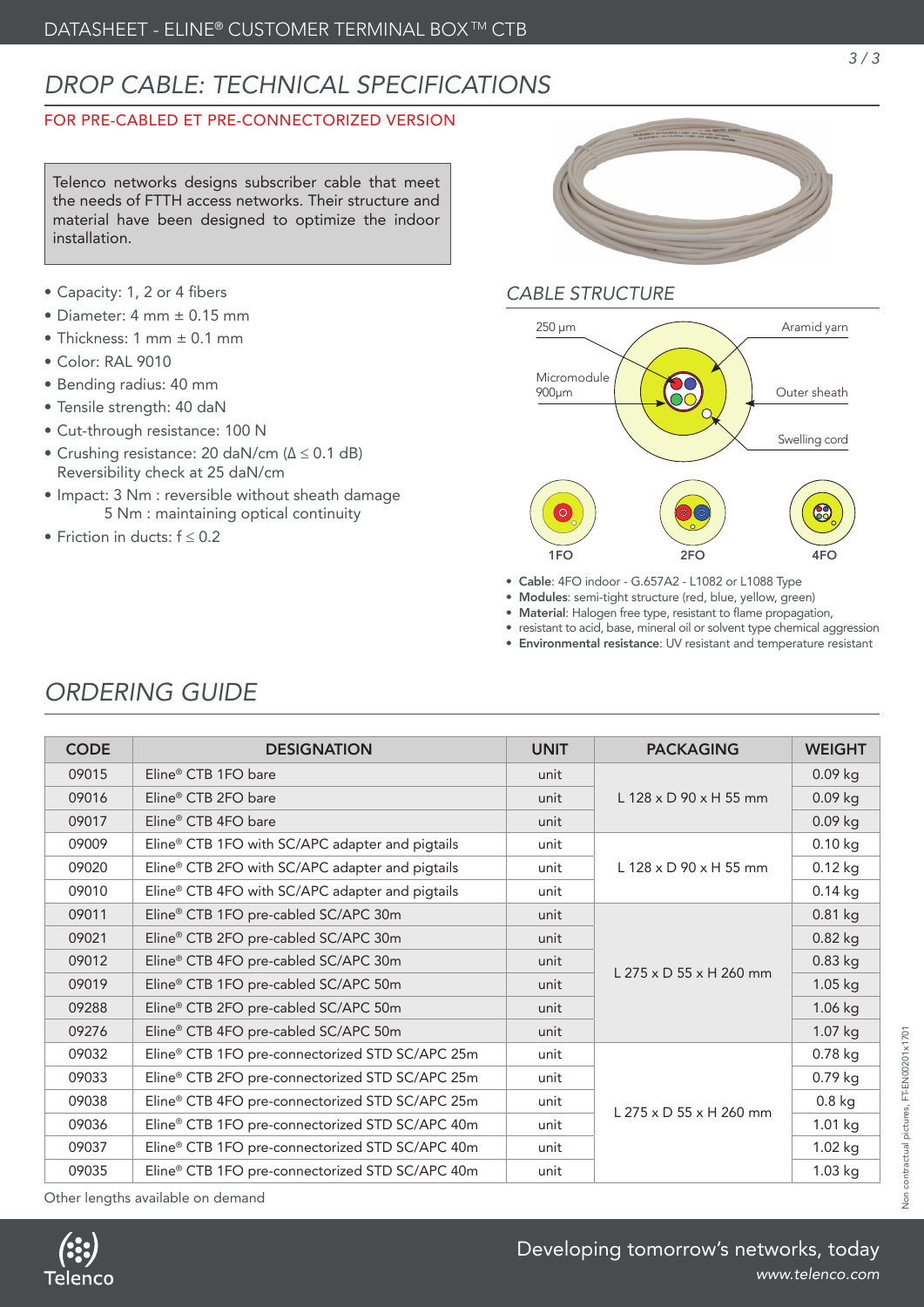## DROP CABLE: TECHNICAL SPECIFICATIONS

FOR PRE-CABLED ET PRE-CONNECTORIZED VERSION

Telenco networks designs subscriber cable that meet the needs of FTTH access networks. Their structure and material have been designed to optimize the indoor installation.

- Capacity: 1, 2 or 4 fibers
- Diameter: 4 mm ± 0.15 mm
- Thickness: 1 mm ± 0.1 mm
- Color: RAL 9010
- Bending radius: 40 mm
- Tensile strength: 40 daN
- Cut-through resistance: 100 N
- Crushing resistance: 20 daN/cm (Δ ≤ 0.1 dB)
  Reversibility check at 25 daN/cm
- Impact: 3 Nm : reversible without sheath damage
  5 Nm : maintaining optical continuity
- Friction in ducts: f ≤ 0.2

### CABLE STRUCTURE

250 µm
Aramid yarn
Micromodule 900µm
Outer sheath
Swelling cord
1FO
2FO
4FO

- **Cable**: 4FO indoor - G.657A2 - L1082 or L1088 Type
- **Modules**: semi-tight structure (red, blue, yellow, green)
- **Material**: Halogen free type, resistant to flame propagation,
- resistant to acid, base, mineral oil or solvent type chemical aggression
- **Environmental resistance**: UV resistant and temperature resistant

## ORDERING GUIDE

| CODE | DESIGNATION | UNIT | PACKAGING | WEIGHT |
|---|---|---|---|---|
| 09015 | Eline® CTB 1FO bare | unit | L 128 x D 90 x H 55 mm | 0.09 kg |
| 09016 | Eline® CTB 2FO bare | unit | | 0.09 kg |
| 09017 | Eline® CTB 4FO bare | unit | | 0.09 kg |
| 09009 | Eline® CTB 1FO with SC/APC adapter and pigtails | unit | L 128 x D 90 x H 55 mm | 0.10 kg |
| 09020 | Eline® CTB 2FO with SC/APC adapter and pigtails | unit | | 0.12 kg |
| 09010 | Eline® CTB 4FO with SC/APC adapter and pigtails | unit | | 0.14 kg |
| 09011 | Eline® CTB 1FO pre-cabled SC/APC 30m | unit | L 275 x D 55 x H 260 mm | 0.81 kg |
| 09021 | Eline® CTB 2FO pre-cabled SC/APC 30m | unit | | 0.82 kg |
| 09012 | Eline® CTB 4FO pre-cabled SC/APC 30m | unit | | 0.83 kg |
| 09019 | Eline® CTB 1FO pre-cabled SC/APC 50m | unit | | 1.05 kg |
| 09288 | Eline® CTB 2FO pre-cabled SC/APC 50m | unit | | 1.06 kg |
| 09276 | Eline® CTB 4FO pre-cabled SC/APC 50m | unit | | 1.07 kg |
| 09032 | Eline® CTB 1FO pre-connectorized STD SC/APC 25m | unit | L 275 x D 55 x H 260 mm | 0.78 kg |
| 09033 | Eline® CTB 2FO pre-connectorized STD SC/APC 25m | unit | | 0.79 kg |
| 09038 | Eline® CTB 4FO pre-connectorized STD SC/APC 25m | unit | | 0.8 kg |
| 09036 | Eline® CTB 1FO pre-connectorized STD SC/APC 40m | unit | | 1.01 kg |
| 09037 | Eline® CTB 1FO pre-connectorized STD SC/APC 40m | unit | | 1.02 kg |
| 09035 | Eline® CTB 1FO pre-connectorized STD SC/APC 40m | unit | | 1.03 kg |

Other lengths available on demand

Non contractual pictures, FT-EN00201x1701

Developing tomorrow's networks, today
www.telenco.com